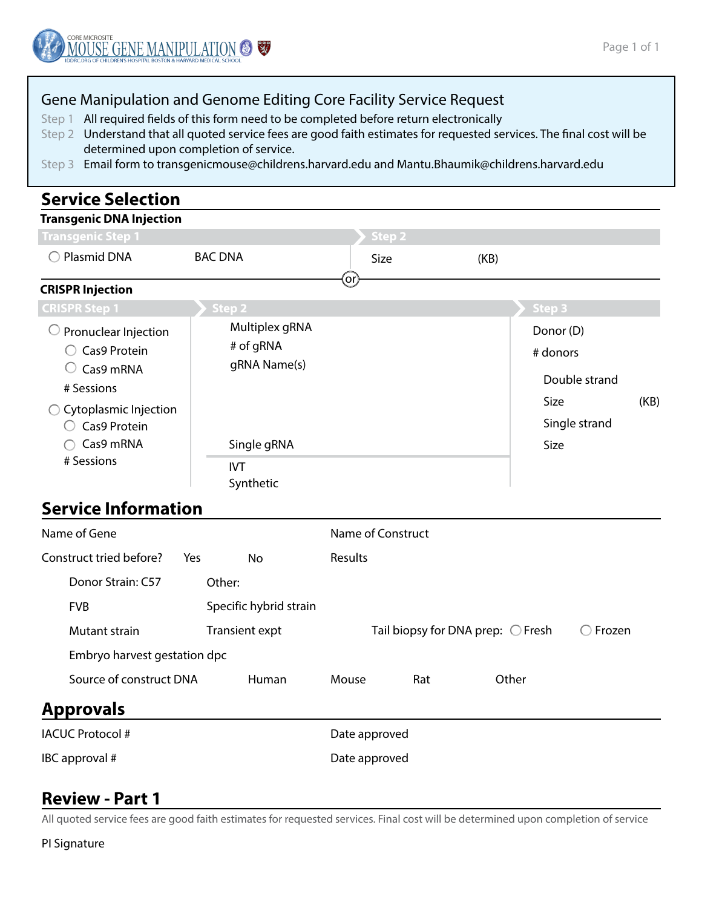# Gene Manipulation and Genome Editing Core Facility Service Request

Step 1 All required fields of this form need to be completed before return electronically

Step 2 Understand that all quoted service fees are good faith estimates for requested services. The final cost will be determined upon completion of service.

Step 3 Email form to transgenicmouse@childrens.harvard.edu and Mantu.Bhaumik@childrens.harvard.edu

## Service Selection

### Transgenic DNA Injection

**Transgenic Step 1**

- ○ Plasmid DNA
- BAC DNA

**Step 2**

Size (KB)

or

### CRISPR Injection

**CRISPR Step 1**

- ○ Pronuclear Injection
  - ○ Cas9 Protein
  - ○ Cas9 mRNA
  - # Sessions
- ○ Cytoplasmic Injection
  - ○ Cas9 Protein
  - ○ Cas9 mRNA
  - # Sessions

**Step 2**

Multiplex gRNA

# of gRNA

gRNA Name(s)

Single gRNA

IVT

Synthetic

**Step 3**

Donor (D)

# donors

Double strand

Size (KB)

Single strand

Size

## Service Information

Name of Gene

Name of Construct

Construct tried before? Yes No

Results

Donor Strain: C57

Other:

FVB

Specific hybrid strain

Mutant strain

Transient expt

Tail biopsy for DNA prep: ○ Fresh ○ Frozen

Embryo harvest gestation dpc

Source of construct DNA Human Mouse Rat Other

## Approvals

IACUC Protocol #

Date approved

IBC approval #

Date approved

## Review - Part 1

All quoted service fees are good faith estimates for requested services. Final cost will be determined upon completion of service

PI Signature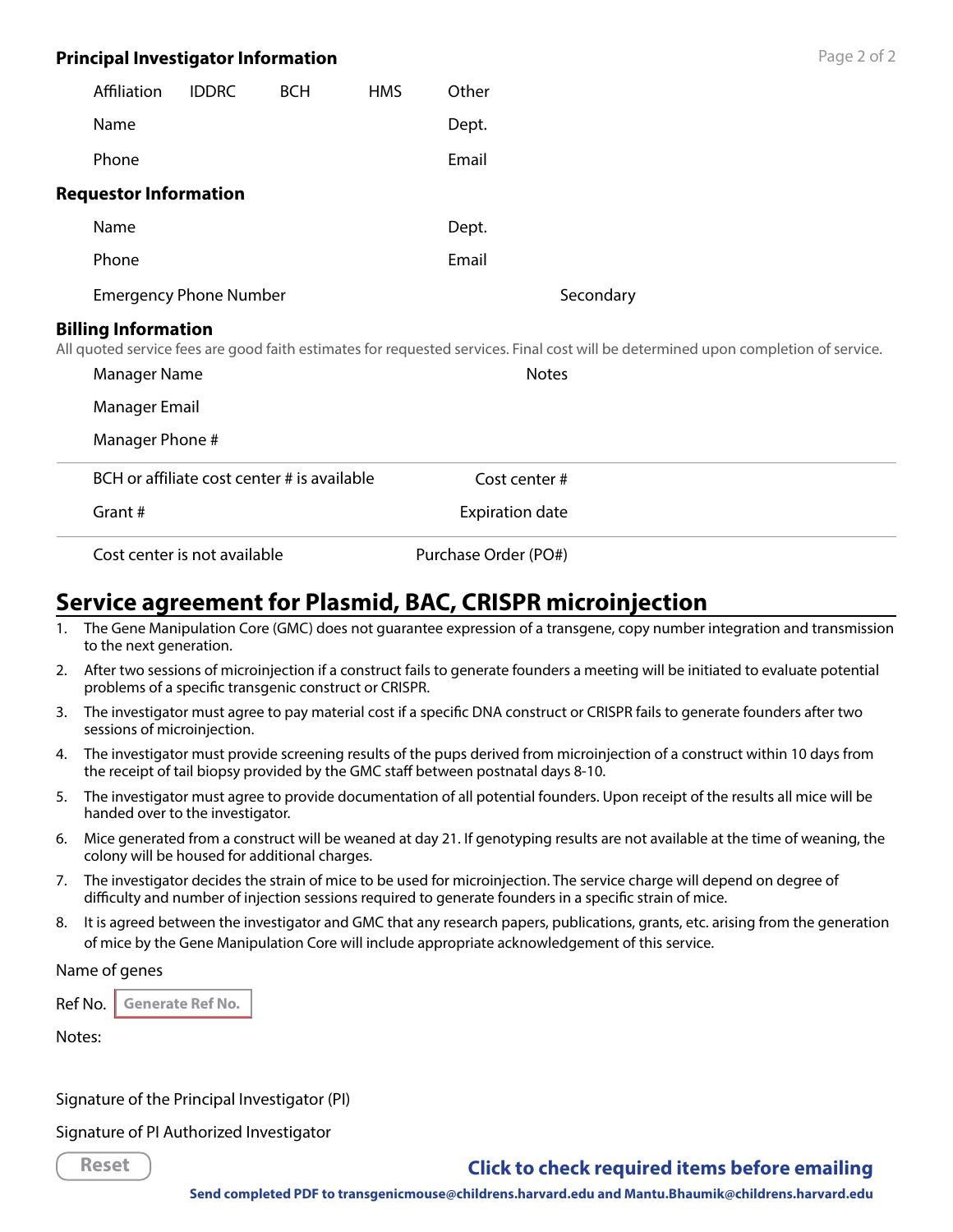### Principal Investigator Information

Affiliation IDDRC BCH HMS Other

Name Dept.

Phone Email

### Requestor Information

Name Dept.

Phone Email

Emergency Phone Number Secondary

### Billing Information

All quoted service fees are good faith estimates for requested services. Final cost will be determined upon completion of service.

Manager Name Notes

Manager Email

Manager Phone #

BCH or affiliate cost center # is available Cost center #

Grant # Expiration date

Cost center is not available Purchase Order (PO#)

## Service agreement for Plasmid, BAC, CRISPR microinjection

1. The Gene Manipulation Core (GMC) does not guarantee expression of a transgene, copy number integration and transmission to the next generation.
2. After two sessions of microinjection if a construct fails to generate founders a meeting will be initiated to evaluate potential problems of a specific transgenic construct or CRISPR.
3. The investigator must agree to pay material cost if a specific DNA construct or CRISPR fails to generate founders after two sessions of microinjection.
4. The investigator must provide screening results of the pups derived from microinjection of a construct within 10 days from the receipt of tail biopsy provided by the GMC staff between postnatal days 8-10.
5. The investigator must agree to provide documentation of all potential founders. Upon receipt of the results all mice will be handed over to the investigator.
6. Mice generated from a construct will be weaned at day 21. If genotyping results are not available at the time of weaning, the colony will be housed for additional charges.
7. The investigator decides the strain of mice to be used for microinjection. The service charge will depend on degree of difficulty and number of injection sessions required to generate founders in a specific strain of mice.
8. It is agreed between the investigator and GMC that any research papers, publications, grants, etc. arising from the generation of mice by the Gene Manipulation Core will include appropriate acknowledgement of this service.

Name of genes

Ref No. Generate Ref No.

Notes:

Signature of the Principal Investigator (PI)

Signature of PI Authorized Investigator

Reset

**Click to check required items before emailing**

**Send completed PDF to transgenicmouse@childrens.harvard.edu and Mantu.Bhaumik@childrens.harvard.edu**